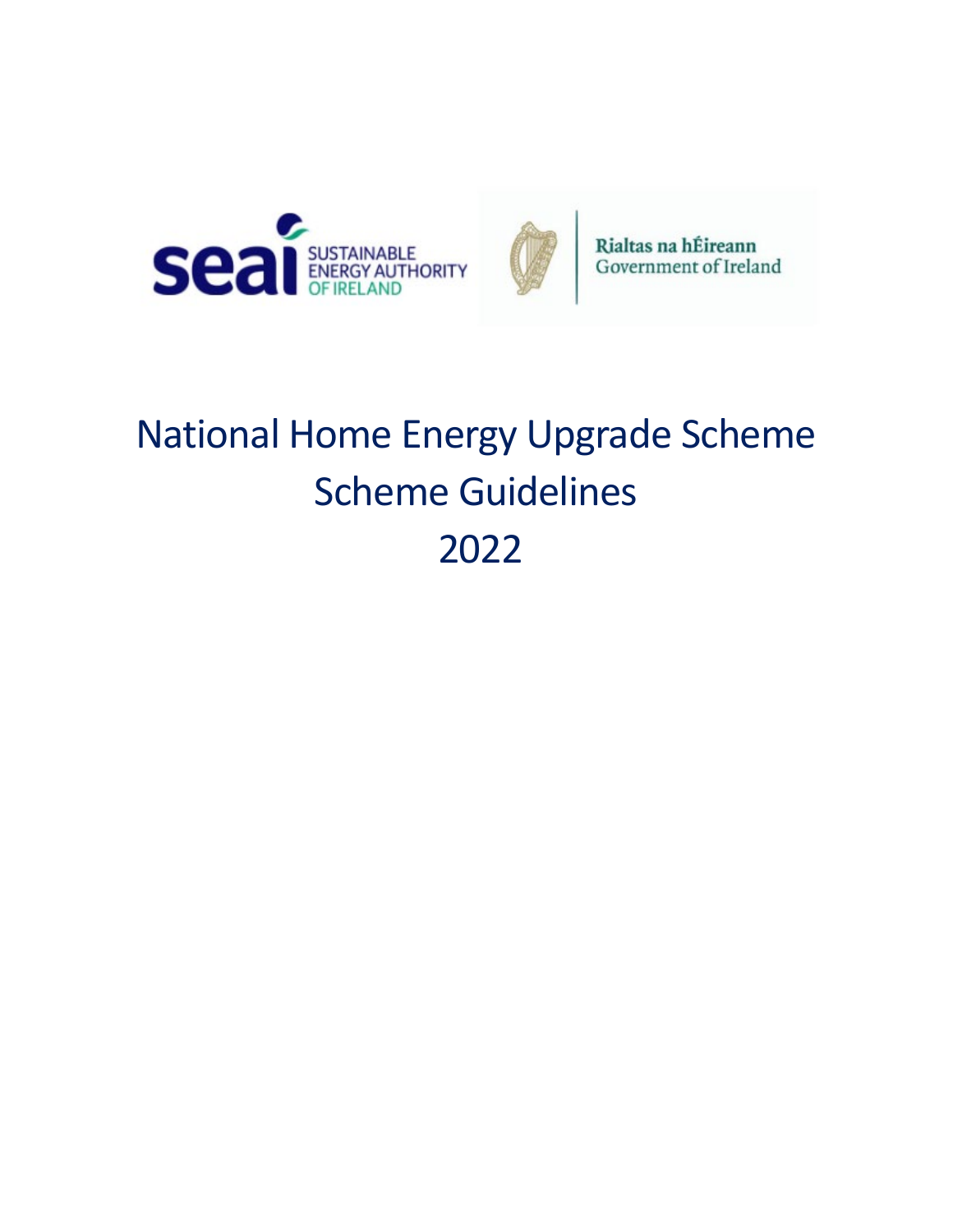seai SUSTAINABLE ENERGY AUTHORITY OF IRELAND

Rialtas na hÉireann
Government of Ireland

# National Home Energy Upgrade Scheme
# Scheme Guidelines
# 2022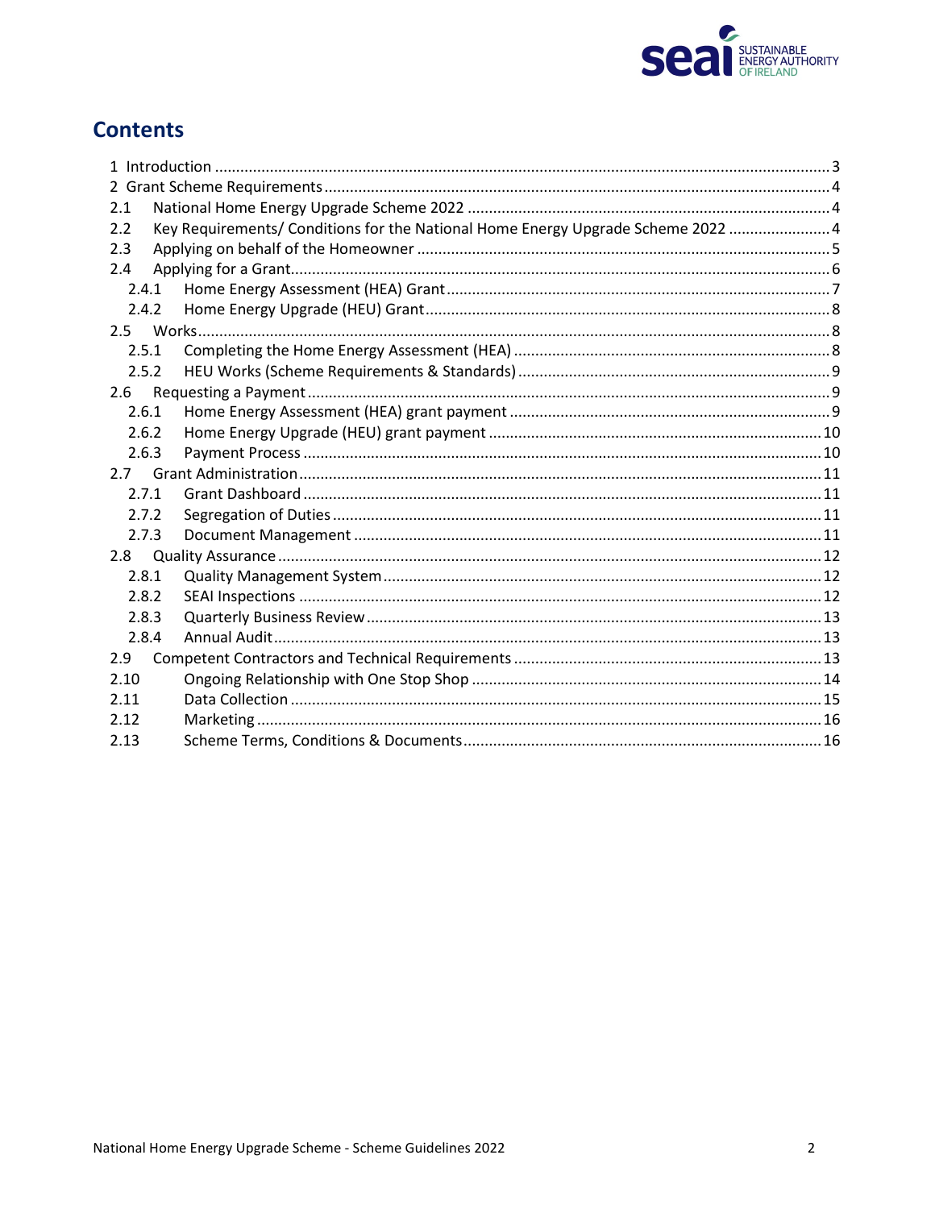# Contents

- 1 Introduction ... 3
- 2 Grant Scheme Requirements ... 4
- 2.1 National Home Energy Upgrade Scheme 2022 ... 4
- 2.2 Key Requirements/ Conditions for the National Home Energy Upgrade Scheme 2022 ... 4
- 2.3 Applying on behalf of the Homeowner ... 5
- 2.4 Applying for a Grant ... 6
  - 2.4.1 Home Energy Assessment (HEA) Grant ... 7
  - 2.4.2 Home Energy Upgrade (HEU) Grant ... 8
- 2.5 Works ... 8
  - 2.5.1 Completing the Home Energy Assessment (HEA) ... 8
  - 2.5.2 HEU Works (Scheme Requirements & Standards) ... 9
- 2.6 Requesting a Payment ... 9
  - 2.6.1 Home Energy Assessment (HEA) grant payment ... 9
  - 2.6.2 Home Energy Upgrade (HEU) grant payment ... 10
  - 2.6.3 Payment Process ... 10
- 2.7 Grant Administration ... 11
  - 2.7.1 Grant Dashboard ... 11
  - 2.7.2 Segregation of Duties ... 11
  - 2.7.3 Document Management ... 11
- 2.8 Quality Assurance ... 12
  - 2.8.1 Quality Management System ... 12
  - 2.8.2 SEAI Inspections ... 12
  - 2.8.3 Quarterly Business Review ... 13
  - 2.8.4 Annual Audit ... 13
- 2.9 Competent Contractors and Technical Requirements ... 13
- 2.10 Ongoing Relationship with One Stop Shop ... 14
- 2.11 Data Collection ... 15
- 2.12 Marketing ... 16
- 2.13 Scheme Terms, Conditions & Documents ... 16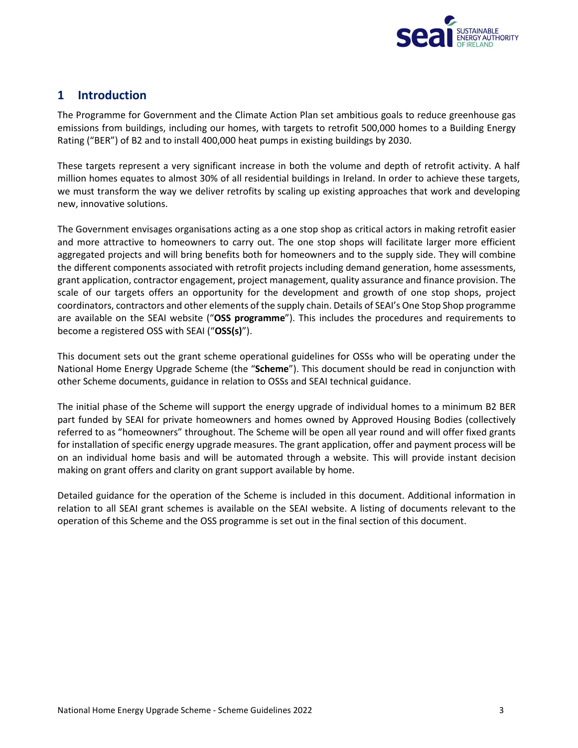# 1 Introduction

The Programme for Government and the Climate Action Plan set ambitious goals to reduce greenhouse gas emissions from buildings, including our homes, with targets to retrofit 500,000 homes to a Building Energy Rating ("BER") of B2 and to install 400,000 heat pumps in existing buildings by 2030.

These targets represent a very significant increase in both the volume and depth of retrofit activity. A half million homes equates to almost 30% of all residential buildings in Ireland. In order to achieve these targets, we must transform the way we deliver retrofits by scaling up existing approaches that work and developing new, innovative solutions.

The Government envisages organisations acting as a one stop shop as critical actors in making retrofit easier and more attractive to homeowners to carry out. The one stop shops will facilitate larger more efficient aggregated projects and will bring benefits both for homeowners and to the supply side. They will combine the different components associated with retrofit projects including demand generation, home assessments, grant application, contractor engagement, project management, quality assurance and finance provision. The scale of our targets offers an opportunity for the development and growth of one stop shops, project coordinators, contractors and other elements of the supply chain. Details of SEAI's One Stop Shop programme are available on the SEAI website ("**OSS programme**"). This includes the procedures and requirements to become a registered OSS with SEAI ("**OSS(s)**").

This document sets out the grant scheme operational guidelines for OSSs who will be operating under the National Home Energy Upgrade Scheme (the "**Scheme**"). This document should be read in conjunction with other Scheme documents, guidance in relation to OSSs and SEAI technical guidance.

The initial phase of the Scheme will support the energy upgrade of individual homes to a minimum B2 BER part funded by SEAI for private homeowners and homes owned by Approved Housing Bodies (collectively referred to as "homeowners" throughout. The Scheme will be open all year round and will offer fixed grants for installation of specific energy upgrade measures. The grant application, offer and payment process will be on an individual home basis and will be automated through a website. This will provide instant decision making on grant offers and clarity on grant support available by home.

Detailed guidance for the operation of the Scheme is included in this document. Additional information in relation to all SEAI grant schemes is available on the SEAI website. A listing of documents relevant to the operation of this Scheme and the OSS programme is set out in the final section of this document.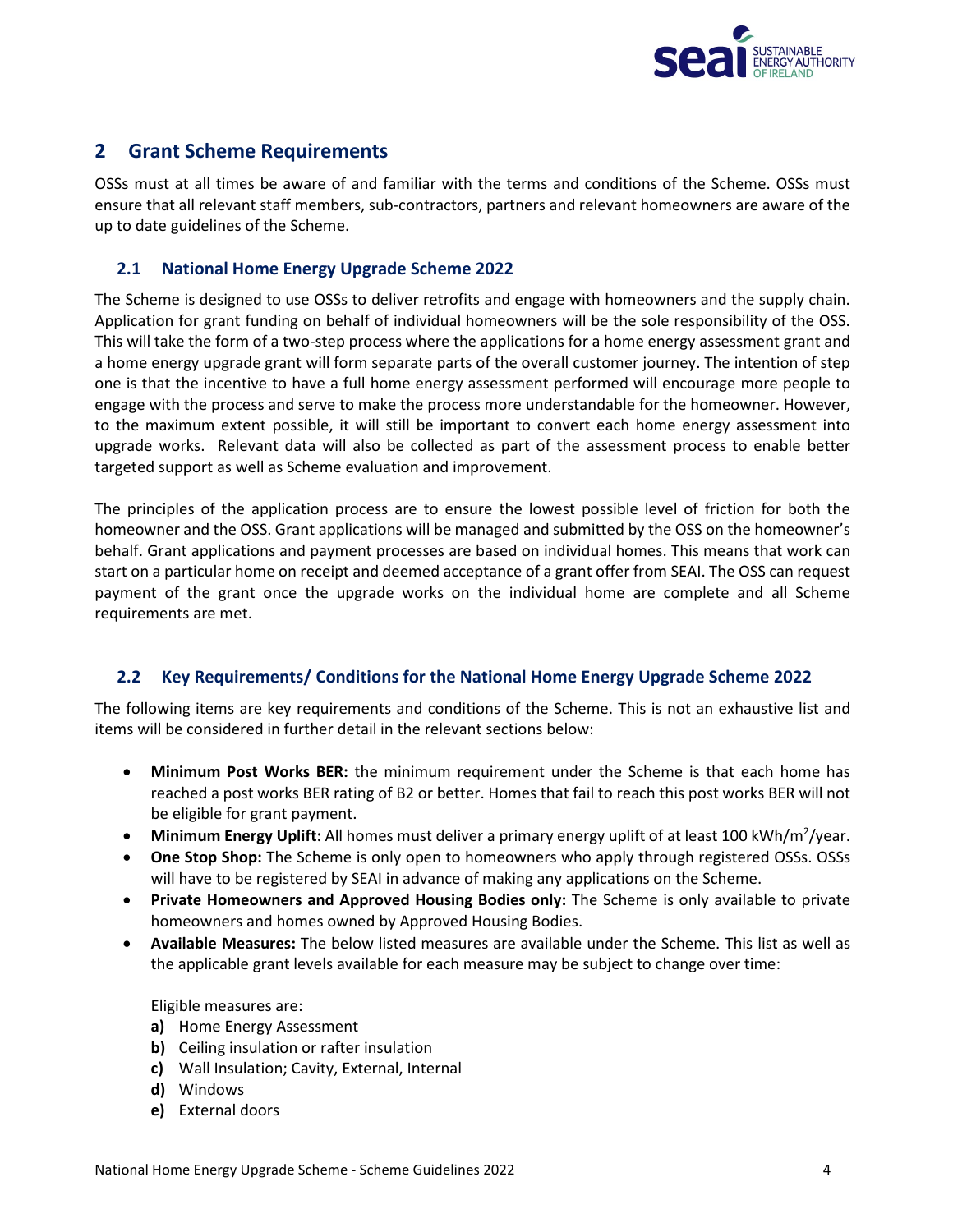## 2 Grant Scheme Requirements

OSSs must at all times be aware of and familiar with the terms and conditions of the Scheme. OSSs must ensure that all relevant staff members, sub-contractors, partners and relevant homeowners are aware of the up to date guidelines of the Scheme.

### 2.1 National Home Energy Upgrade Scheme 2022

The Scheme is designed to use OSSs to deliver retrofits and engage with homeowners and the supply chain. Application for grant funding on behalf of individual homeowners will be the sole responsibility of the OSS. This will take the form of a two-step process where the applications for a home energy assessment grant and a home energy upgrade grant will form separate parts of the overall customer journey. The intention of step one is that the incentive to have a full home energy assessment performed will encourage more people to engage with the process and serve to make the process more understandable for the homeowner. However, to the maximum extent possible, it will still be important to convert each home energy assessment into upgrade works. Relevant data will also be collected as part of the assessment process to enable better targeted support as well as Scheme evaluation and improvement.

The principles of the application process are to ensure the lowest possible level of friction for both the homeowner and the OSS. Grant applications will be managed and submitted by the OSS on the homeowner's behalf. Grant applications and payment processes are based on individual homes. This means that work can start on a particular home on receipt and deemed acceptance of a grant offer from SEAI. The OSS can request payment of the grant once the upgrade works on the individual home are complete and all Scheme requirements are met.

### 2.2 Key Requirements/ Conditions for the National Home Energy Upgrade Scheme 2022

The following items are key requirements and conditions of the Scheme. This is not an exhaustive list and items will be considered in further detail in the relevant sections below:

- **Minimum Post Works BER:** the minimum requirement under the Scheme is that each home has reached a post works BER rating of B2 or better. Homes that fail to reach this post works BER will not be eligible for grant payment.
- **Minimum Energy Uplift:** All homes must deliver a primary energy uplift of at least 100 kWh/m$^2$/year.
- **One Stop Shop:** The Scheme is only open to homeowners who apply through registered OSSs. OSSs will have to be registered by SEAI in advance of making any applications on the Scheme.
- **Private Homeowners and Approved Housing Bodies only:** The Scheme is only available to private homeowners and homes owned by Approved Housing Bodies.
- **Available Measures:** The below listed measures are available under the Scheme. This list as well as the applicable grant levels available for each measure may be subject to change over time:

  Eligible measures are:

  **a)** Home Energy Assessment
  **b)** Ceiling insulation or rafter insulation
  **c)** Wall Insulation; Cavity, External, Internal
  **d)** Windows
  **e)** External doors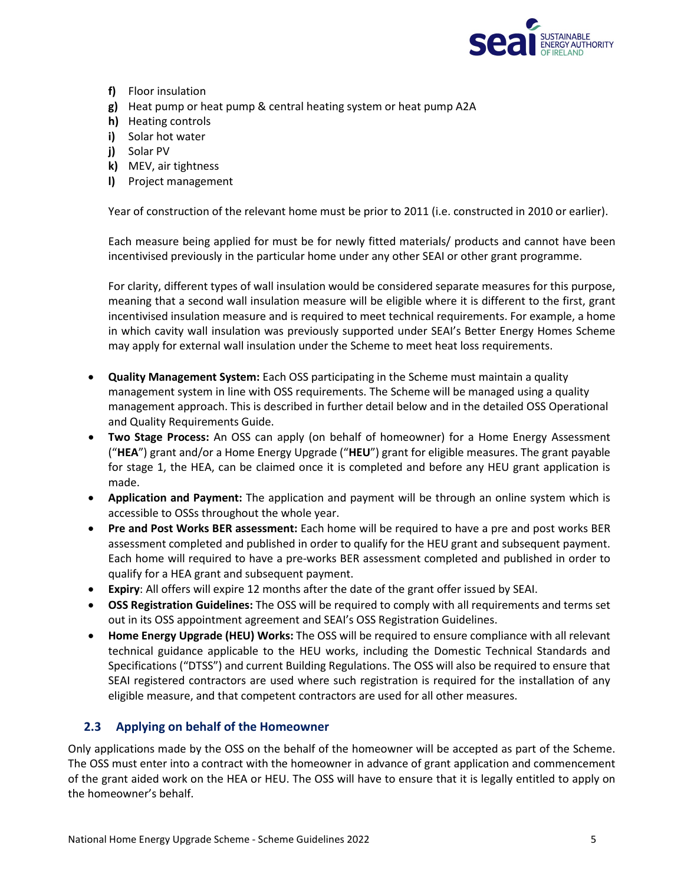- **f)** Floor insulation
- **g)** Heat pump or heat pump & central heating system or heat pump A2A
- **h)** Heating controls
- **i)** Solar hot water
- **j)** Solar PV
- **k)** MEV, air tightness
- **l)** Project management

Year of construction of the relevant home must be prior to 2011 (i.e. constructed in 2010 or earlier).

Each measure being applied for must be for newly fitted materials/ products and cannot have been incentivised previously in the particular home under any other SEAI or other grant programme.

For clarity, different types of wall insulation would be considered separate measures for this purpose, meaning that a second wall insulation measure will be eligible where it is different to the first, grant incentivised insulation measure and is required to meet technical requirements. For example, a home in which cavity wall insulation was previously supported under SEAI's Better Energy Homes Scheme may apply for external wall insulation under the Scheme to meet heat loss requirements.

- **Quality Management System:** Each OSS participating in the Scheme must maintain a quality management system in line with OSS requirements. The Scheme will be managed using a quality management approach. This is described in further detail below and in the detailed OSS Operational and Quality Requirements Guide.
- **Two Stage Process:** An OSS can apply (on behalf of homeowner) for a Home Energy Assessment ("**HEA**") grant and/or a Home Energy Upgrade ("**HEU**") grant for eligible measures. The grant payable for stage 1, the HEA, can be claimed once it is completed and before any HEU grant application is made.
- **Application and Payment:** The application and payment will be through an online system which is accessible to OSSs throughout the whole year.
- **Pre and Post Works BER assessment:** Each home will be required to have a pre and post works BER assessment completed and published in order to qualify for the HEU grant and subsequent payment. Each home will required to have a pre-works BER assessment completed and published in order to qualify for a HEA grant and subsequent payment.
- **Expiry**: All offers will expire 12 months after the date of the grant offer issued by SEAI.
- **OSS Registration Guidelines:** The OSS will be required to comply with all requirements and terms set out in its OSS appointment agreement and SEAI's OSS Registration Guidelines.
- **Home Energy Upgrade (HEU) Works:** The OSS will be required to ensure compliance with all relevant technical guidance applicable to the HEU works, including the Domestic Technical Standards and Specifications ("DTSS") and current Building Regulations. The OSS will also be required to ensure that SEAI registered contractors are used where such registration is required for the installation of any eligible measure, and that competent contractors are used for all other measures.

## 2.3 Applying on behalf of the Homeowner

Only applications made by the OSS on the behalf of the homeowner will be accepted as part of the Scheme. The OSS must enter into a contract with the homeowner in advance of grant application and commencement of the grant aided work on the HEA or HEU. The OSS will have to ensure that it is legally entitled to apply on the homeowner's behalf.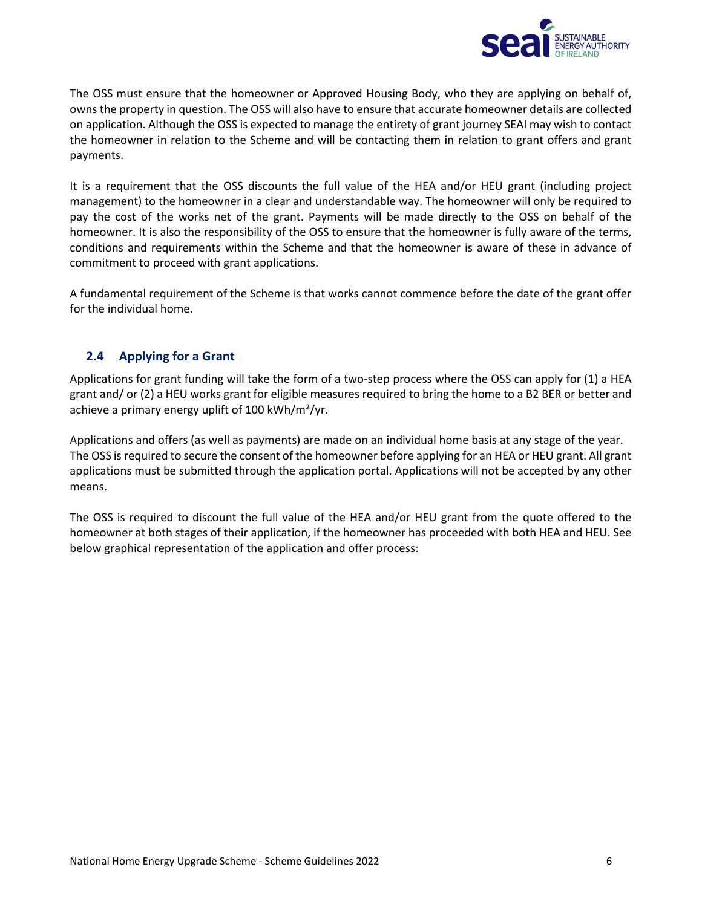The OSS must ensure that the homeowner or Approved Housing Body, who they are applying on behalf of, owns the property in question. The OSS will also have to ensure that accurate homeowner details are collected on application. Although the OSS is expected to manage the entirety of grant journey SEAI may wish to contact the homeowner in relation to the Scheme and will be contacting them in relation to grant offers and grant payments.

It is a requirement that the OSS discounts the full value of the HEA and/or HEU grant (including project management) to the homeowner in a clear and understandable way. The homeowner will only be required to pay the cost of the works net of the grant. Payments will be made directly to the OSS on behalf of the homeowner. It is also the responsibility of the OSS to ensure that the homeowner is fully aware of the terms, conditions and requirements within the Scheme and that the homeowner is aware of these in advance of commitment to proceed with grant applications.

A fundamental requirement of the Scheme is that works cannot commence before the date of the grant offer for the individual home.

## 2.4 Applying for a Grant

Applications for grant funding will take the form of a two-step process where the OSS can apply for (1) a HEA grant and/ or (2) a HEU works grant for eligible measures required to bring the home to a B2 BER or better and achieve a primary energy uplift of 100 kWh/m²/yr.

Applications and offers (as well as payments) are made on an individual home basis at any stage of the year. The OSS is required to secure the consent of the homeowner before applying for an HEA or HEU grant. All grant applications must be submitted through the application portal. Applications will not be accepted by any other means.

The OSS is required to discount the full value of the HEA and/or HEU grant from the quote offered to the homeowner at both stages of their application, if the homeowner has proceeded with both HEA and HEU. See below graphical representation of the application and offer process: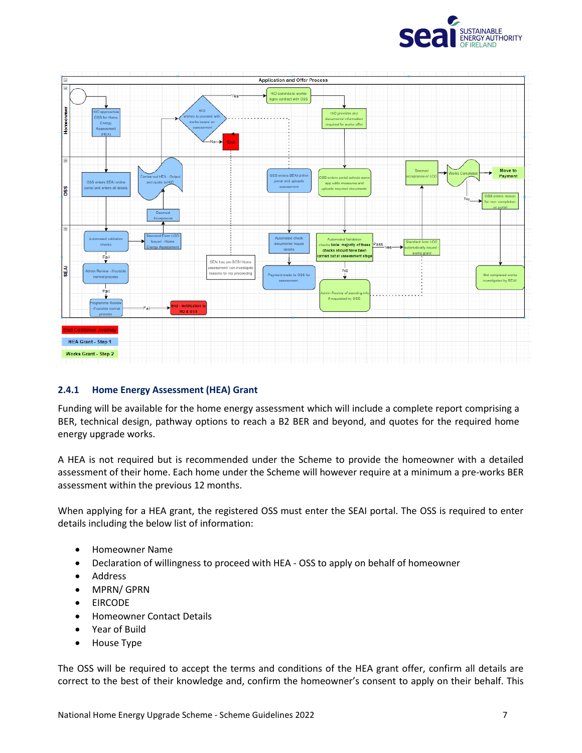### 2.4.1 Home Energy Assessment (HEA) Grant

Funding will be available for the home energy assessment which will include a complete report comprising a BER, technical design, pathway options to reach a B2 BER and beyond, and quotes for the required home energy upgrade works.

A HEA is not required but is recommended under the Scheme to provide the homeowner with a detailed assessment of their home. Each home under the Scheme will however require at a minimum a pre-works BER assessment within the previous 12 months.

When applying for a HEA grant, the registered OSS must enter the SEAI portal. The OSS is required to enter details including the below list of information:

- Homeowner Name
- Declaration of willingness to proceed with HEA - OSS to apply on behalf of homeowner
- Address
- MPRN/ GPRN
- EIRCODE
- Homeowner Contact Details
- Year of Build
- House Type

The OSS will be required to accept the terms and conditions of the HEA grant offer, confirm all details are correct to the best of their knowledge and, confirm the homeowner's consent to apply on their behalf. This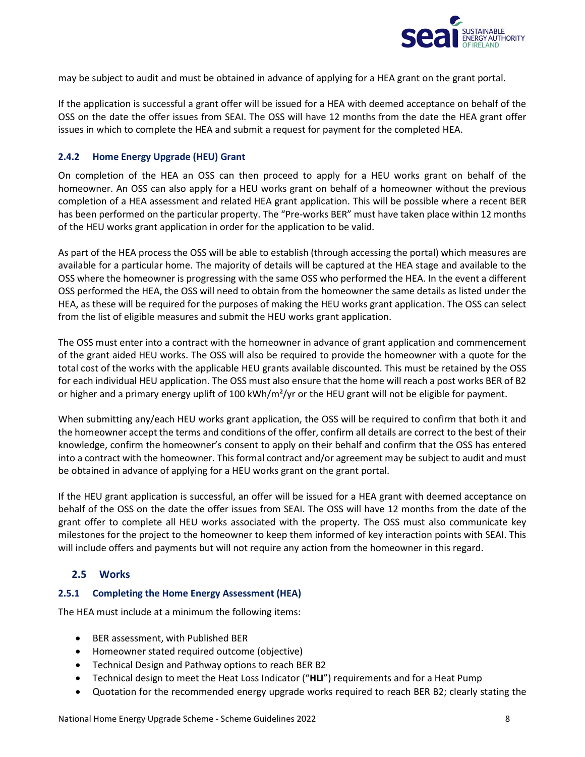may be subject to audit and must be obtained in advance of applying for a HEA grant on the grant portal.

If the application is successful a grant offer will be issued for a HEA with deemed acceptance on behalf of the OSS on the date the offer issues from SEAI. The OSS will have 12 months from the date the HEA grant offer issues in which to complete the HEA and submit a request for payment for the completed HEA.

### 2.4.2 Home Energy Upgrade (HEU) Grant

On completion of the HEA an OSS can then proceed to apply for a HEU works grant on behalf of the homeowner. An OSS can also apply for a HEU works grant on behalf of a homeowner without the previous completion of a HEA assessment and related HEA grant application. This will be possible where a recent BER has been performed on the particular property. The "Pre-works BER" must have taken place within 12 months of the HEU works grant application in order for the application to be valid.

As part of the HEA process the OSS will be able to establish (through accessing the portal) which measures are available for a particular home. The majority of details will be captured at the HEA stage and available to the OSS where the homeowner is progressing with the same OSS who performed the HEA. In the event a different OSS performed the HEA, the OSS will need to obtain from the homeowner the same details as listed under the HEA, as these will be required for the purposes of making the HEU works grant application. The OSS can select from the list of eligible measures and submit the HEU works grant application.

The OSS must enter into a contract with the homeowner in advance of grant application and commencement of the grant aided HEU works. The OSS will also be required to provide the homeowner with a quote for the total cost of the works with the applicable HEU grants available discounted. This must be retained by the OSS for each individual HEU application. The OSS must also ensure that the home will reach a post works BER of B2 or higher and a primary energy uplift of 100 kWh/m²/yr or the HEU grant will not be eligible for payment.

When submitting any/each HEU works grant application, the OSS will be required to confirm that both it and the homeowner accept the terms and conditions of the offer, confirm all details are correct to the best of their knowledge, confirm the homeowner's consent to apply on their behalf and confirm that the OSS has entered into a contract with the homeowner. This formal contract and/or agreement may be subject to audit and must be obtained in advance of applying for a HEU works grant on the grant portal.

If the HEU grant application is successful, an offer will be issued for a HEA grant with deemed acceptance on behalf of the OSS on the date the offer issues from SEAI. The OSS will have 12 months from the date of the grant offer to complete all HEU works associated with the property. The OSS must also communicate key milestones for the project to the homeowner to keep them informed of key interaction points with SEAI. This will include offers and payments but will not require any action from the homeowner in this regard.

## 2.5 Works

### 2.5.1 Completing the Home Energy Assessment (HEA)

The HEA must include at a minimum the following items:

- BER assessment, with Published BER
- Homeowner stated required outcome (objective)
- Technical Design and Pathway options to reach BER B2
- Technical design to meet the Heat Loss Indicator ("**HLI**") requirements and for a Heat Pump
- Quotation for the recommended energy upgrade works required to reach BER B2; clearly stating the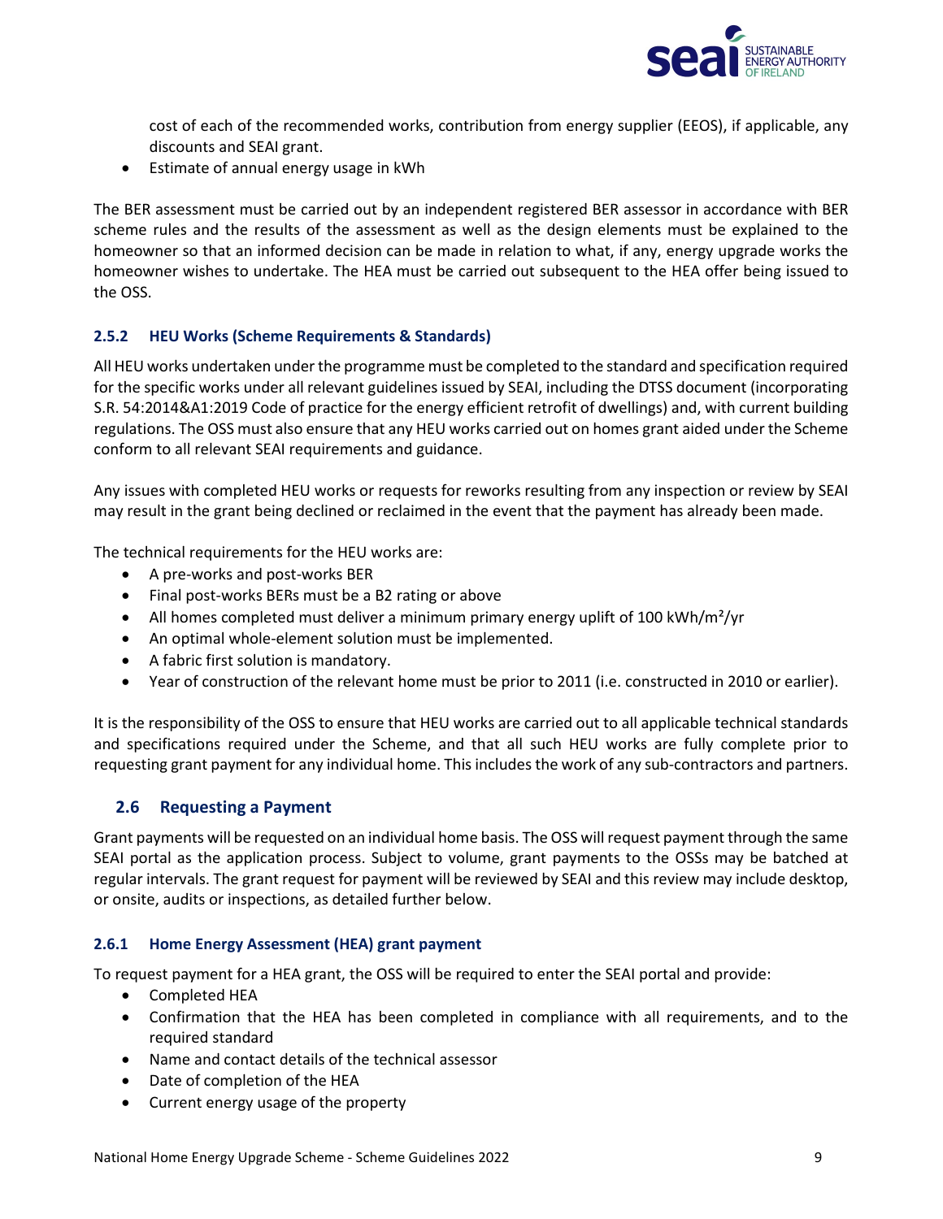cost of each of the recommended works, contribution from energy supplier (EEOS), if applicable, any discounts and SEAI grant.

- Estimate of annual energy usage in kWh

The BER assessment must be carried out by an independent registered BER assessor in accordance with BER scheme rules and the results of the assessment as well as the design elements must be explained to the homeowner so that an informed decision can be made in relation to what, if any, energy upgrade works the homeowner wishes to undertake. The HEA must be carried out subsequent to the HEA offer being issued to the OSS.

### 2.5.2 HEU Works (Scheme Requirements & Standards)

All HEU works undertaken under the programme must be completed to the standard and specification required for the specific works under all relevant guidelines issued by SEAI, including the DTSS document (incorporating S.R. 54:2014&A1:2019 Code of practice for the energy efficient retrofit of dwellings) and, with current building regulations. The OSS must also ensure that any HEU works carried out on homes grant aided under the Scheme conform to all relevant SEAI requirements and guidance.

Any issues with completed HEU works or requests for reworks resulting from any inspection or review by SEAI may result in the grant being declined or reclaimed in the event that the payment has already been made.

The technical requirements for the HEU works are:

- A pre-works and post-works BER
- Final post-works BERs must be a B2 rating or above
- All homes completed must deliver a minimum primary energy uplift of 100 kWh/m²/yr
- An optimal whole-element solution must be implemented.
- A fabric first solution is mandatory.
- Year of construction of the relevant home must be prior to 2011 (i.e. constructed in 2010 or earlier).

It is the responsibility of the OSS to ensure that HEU works are carried out to all applicable technical standards and specifications required under the Scheme, and that all such HEU works are fully complete prior to requesting grant payment for any individual home. This includes the work of any sub-contractors and partners.

## 2.6 Requesting a Payment

Grant payments will be requested on an individual home basis. The OSS will request payment through the same SEAI portal as the application process. Subject to volume, grant payments to the OSSs may be batched at regular intervals. The grant request for payment will be reviewed by SEAI and this review may include desktop, or onsite, audits or inspections, as detailed further below.

### 2.6.1 Home Energy Assessment (HEA) grant payment

To request payment for a HEA grant, the OSS will be required to enter the SEAI portal and provide:

- Completed HEA
- Confirmation that the HEA has been completed in compliance with all requirements, and to the required standard
- Name and contact details of the technical assessor
- Date of completion of the HEA
- Current energy usage of the property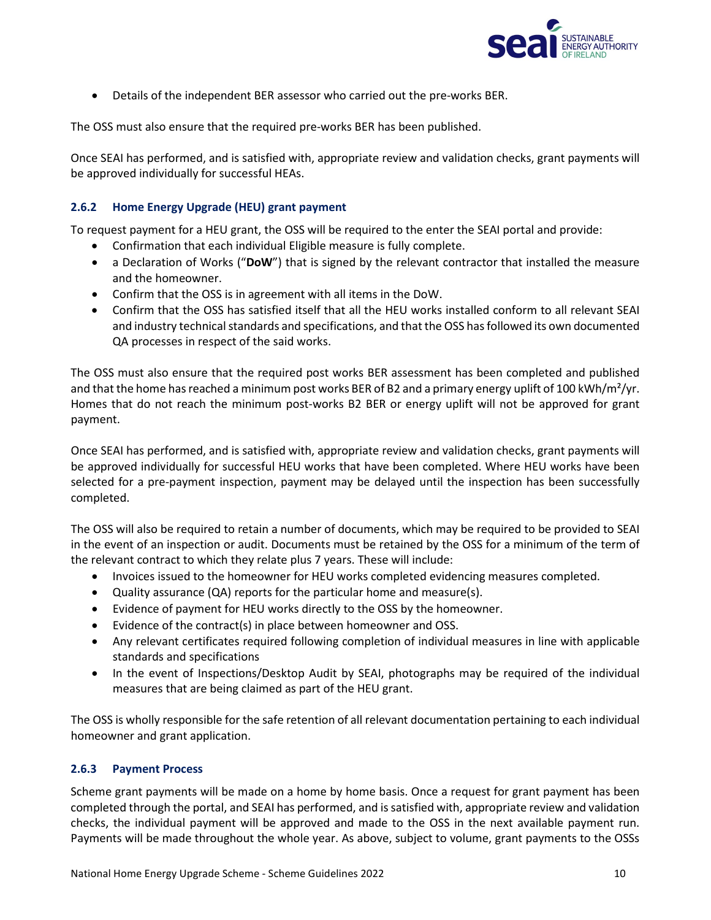- Details of the independent BER assessor who carried out the pre-works BER.

The OSS must also ensure that the required pre-works BER has been published.

Once SEAI has performed, and is satisfied with, appropriate review and validation checks, grant payments will be approved individually for successful HEAs.

### 2.6.2 Home Energy Upgrade (HEU) grant payment

To request payment for a HEU grant, the OSS will be required to the enter the SEAI portal and provide:

- Confirmation that each individual Eligible measure is fully complete.
- a Declaration of Works ("**DoW**") that is signed by the relevant contractor that installed the measure and the homeowner.
- Confirm that the OSS is in agreement with all items in the DoW.
- Confirm that the OSS has satisfied itself that all the HEU works installed conform to all relevant SEAI and industry technical standards and specifications, and that the OSS has followed its own documented QA processes in respect of the said works.

The OSS must also ensure that the required post works BER assessment has been completed and published and that the home has reached a minimum post works BER of B2 and a primary energy uplift of 100 kWh/m²/yr. Homes that do not reach the minimum post-works B2 BER or energy uplift will not be approved for grant payment.

Once SEAI has performed, and is satisfied with, appropriate review and validation checks, grant payments will be approved individually for successful HEU works that have been completed. Where HEU works have been selected for a pre-payment inspection, payment may be delayed until the inspection has been successfully completed.

The OSS will also be required to retain a number of documents, which may be required to be provided to SEAI in the event of an inspection or audit. Documents must be retained by the OSS for a minimum of the term of the relevant contract to which they relate plus 7 years. These will include:

- Invoices issued to the homeowner for HEU works completed evidencing measures completed.
- Quality assurance (QA) reports for the particular home and measure(s).
- Evidence of payment for HEU works directly to the OSS by the homeowner.
- Evidence of the contract(s) in place between homeowner and OSS.
- Any relevant certificates required following completion of individual measures in line with applicable standards and specifications
- In the event of Inspections/Desktop Audit by SEAI, photographs may be required of the individual measures that are being claimed as part of the HEU grant.

The OSS is wholly responsible for the safe retention of all relevant documentation pertaining to each individual homeowner and grant application.

### 2.6.3 Payment Process

Scheme grant payments will be made on a home by home basis. Once a request for grant payment has been completed through the portal, and SEAI has performed, and is satisfied with, appropriate review and validation checks, the individual payment will be approved and made to the OSS in the next available payment run. Payments will be made throughout the whole year. As above, subject to volume, grant payments to the OSSs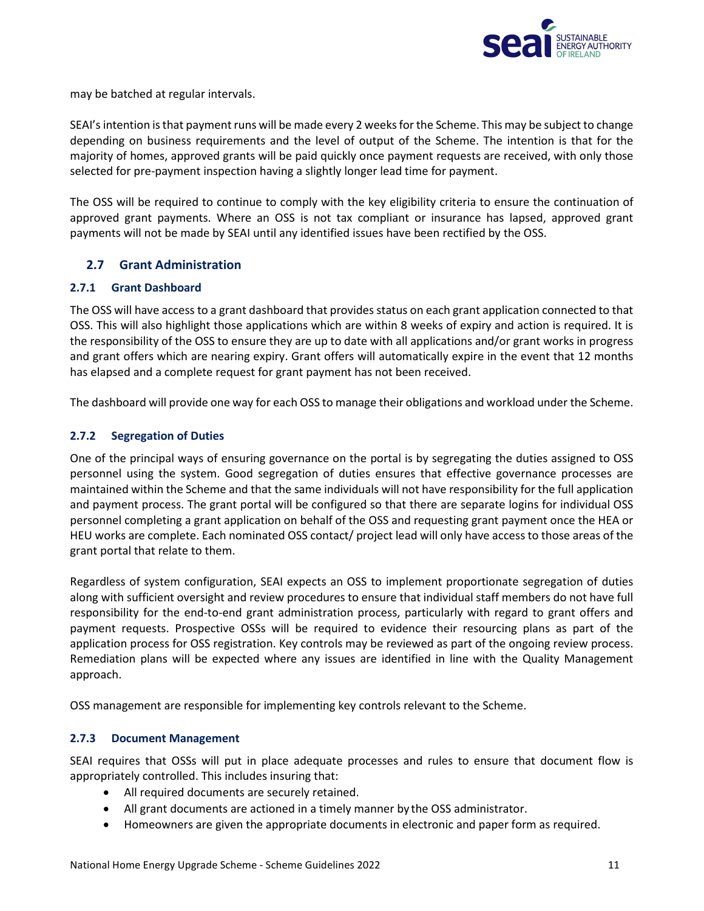may be batched at regular intervals.

SEAI's intention is that payment runs will be made every 2 weeks for the Scheme. This may be subject to change depending on business requirements and the level of output of the Scheme. The intention is that for the majority of homes, approved grants will be paid quickly once payment requests are received, with only those selected for pre-payment inspection having a slightly longer lead time for payment.

The OSS will be required to continue to comply with the key eligibility criteria to ensure the continuation of approved grant payments. Where an OSS is not tax compliant or insurance has lapsed, approved grant payments will not be made by SEAI until any identified issues have been rectified by the OSS.

## 2.7 Grant Administration

### 2.7.1 Grant Dashboard

The OSS will have access to a grant dashboard that provides status on each grant application connected to that OSS. This will also highlight those applications which are within 8 weeks of expiry and action is required. It is the responsibility of the OSS to ensure they are up to date with all applications and/or grant works in progress and grant offers which are nearing expiry. Grant offers will automatically expire in the event that 12 months has elapsed and a complete request for grant payment has not been received.

The dashboard will provide one way for each OSS to manage their obligations and workload under the Scheme.

### 2.7.2 Segregation of Duties

One of the principal ways of ensuring governance on the portal is by segregating the duties assigned to OSS personnel using the system. Good segregation of duties ensures that effective governance processes are maintained within the Scheme and that the same individuals will not have responsibility for the full application and payment process. The grant portal will be configured so that there are separate logins for individual OSS personnel completing a grant application on behalf of the OSS and requesting grant payment once the HEA or HEU works are complete. Each nominated OSS contact/ project lead will only have access to those areas of the grant portal that relate to them.

Regardless of system configuration, SEAI expects an OSS to implement proportionate segregation of duties along with sufficient oversight and review procedures to ensure that individual staff members do not have full responsibility for the end-to-end grant administration process, particularly with regard to grant offers and payment requests. Prospective OSSs will be required to evidence their resourcing plans as part of the application process for OSS registration. Key controls may be reviewed as part of the ongoing review process. Remediation plans will be expected where any issues are identified in line with the Quality Management approach.

OSS management are responsible for implementing key controls relevant to the Scheme.

### 2.7.3 Document Management

SEAI requires that OSSs will put in place adequate processes and rules to ensure that document flow is appropriately controlled. This includes insuring that:

- All required documents are securely retained.
- All grant documents are actioned in a timely manner by the OSS administrator.
- Homeowners are given the appropriate documents in electronic and paper form as required.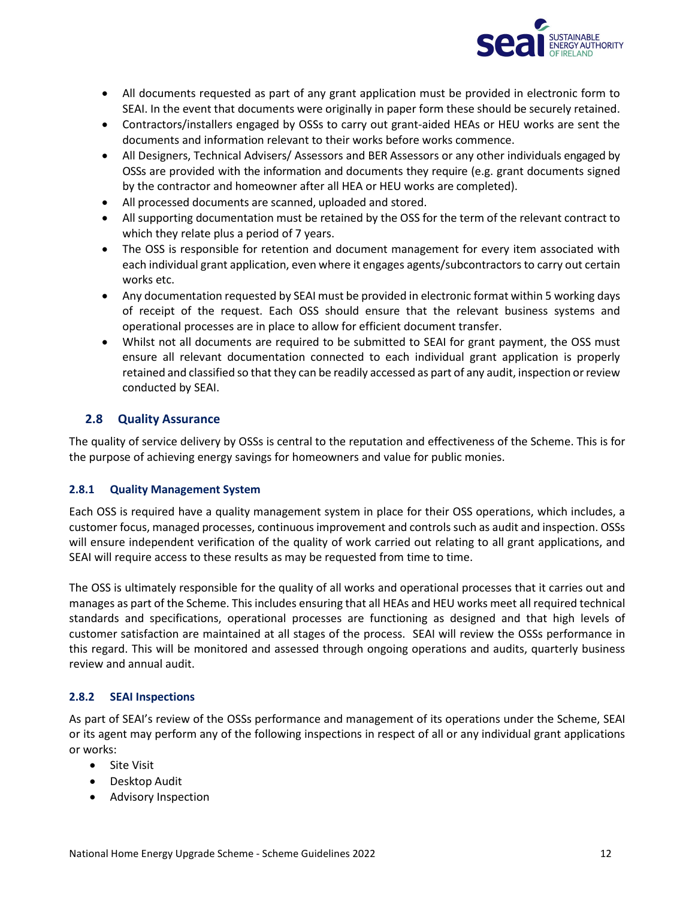- All documents requested as part of any grant application must be provided in electronic form to SEAI. In the event that documents were originally in paper form these should be securely retained.
- Contractors/installers engaged by OSSs to carry out grant-aided HEAs or HEU works are sent the documents and information relevant to their works before works commence.
- All Designers, Technical Advisers/ Assessors and BER Assessors or any other individuals engaged by OSSs are provided with the information and documents they require (e.g. grant documents signed by the contractor and homeowner after all HEA or HEU works are completed).
- All processed documents are scanned, uploaded and stored.
- All supporting documentation must be retained by the OSS for the term of the relevant contract to which they relate plus a period of 7 years.
- The OSS is responsible for retention and document management for every item associated with each individual grant application, even where it engages agents/subcontractors to carry out certain works etc.
- Any documentation requested by SEAI must be provided in electronic format within 5 working days of receipt of the request. Each OSS should ensure that the relevant business systems and operational processes are in place to allow for efficient document transfer.
- Whilst not all documents are required to be submitted to SEAI for grant payment, the OSS must ensure all relevant documentation connected to each individual grant application is properly retained and classified so that they can be readily accessed as part of any audit, inspection or review conducted by SEAI.

## 2.8 Quality Assurance

The quality of service delivery by OSSs is central to the reputation and effectiveness of the Scheme. This is for the purpose of achieving energy savings for homeowners and value for public monies.

### 2.8.1 Quality Management System

Each OSS is required have a quality management system in place for their OSS operations, which includes, a customer focus, managed processes, continuous improvement and controls such as audit and inspection. OSSs will ensure independent verification of the quality of work carried out relating to all grant applications, and SEAI will require access to these results as may be requested from time to time.

The OSS is ultimately responsible for the quality of all works and operational processes that it carries out and manages as part of the Scheme. This includes ensuring that all HEAs and HEU works meet all required technical standards and specifications, operational processes are functioning as designed and that high levels of customer satisfaction are maintained at all stages of the process. SEAI will review the OSSs performance in this regard. This will be monitored and assessed through ongoing operations and audits, quarterly business review and annual audit.

### 2.8.2 SEAI Inspections

As part of SEAI's review of the OSSs performance and management of its operations under the Scheme, SEAI or its agent may perform any of the following inspections in respect of all or any individual grant applications or works:

- Site Visit
- Desktop Audit
- Advisory Inspection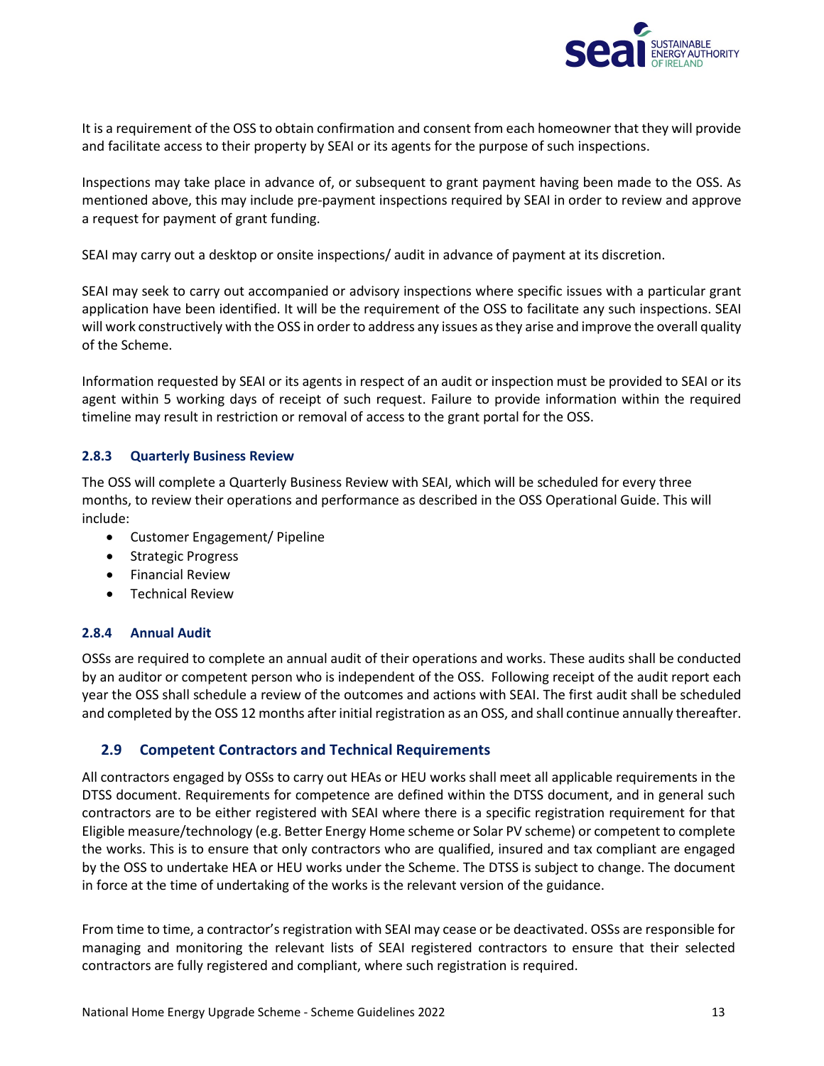It is a requirement of the OSS to obtain confirmation and consent from each homeowner that they will provide and facilitate access to their property by SEAI or its agents for the purpose of such inspections.

Inspections may take place in advance of, or subsequent to grant payment having been made to the OSS. As mentioned above, this may include pre-payment inspections required by SEAI in order to review and approve a request for payment of grant funding.

SEAI may carry out a desktop or onsite inspections/ audit in advance of payment at its discretion.

SEAI may seek to carry out accompanied or advisory inspections where specific issues with a particular grant application have been identified. It will be the requirement of the OSS to facilitate any such inspections. SEAI will work constructively with the OSS in order to address any issues as they arise and improve the overall quality of the Scheme.

Information requested by SEAI or its agents in respect of an audit or inspection must be provided to SEAI or its agent within 5 working days of receipt of such request. Failure to provide information within the required timeline may result in restriction or removal of access to the grant portal for the OSS.

### 2.8.3 Quarterly Business Review

The OSS will complete a Quarterly Business Review with SEAI, which will be scheduled for every three months, to review their operations and performance as described in the OSS Operational Guide. This will include:

- Customer Engagement/ Pipeline
- Strategic Progress
- Financial Review
- Technical Review

### 2.8.4 Annual Audit

OSSs are required to complete an annual audit of their operations and works. These audits shall be conducted by an auditor or competent person who is independent of the OSS. Following receipt of the audit report each year the OSS shall schedule a review of the outcomes and actions with SEAI. The first audit shall be scheduled and completed by the OSS 12 months after initial registration as an OSS, and shall continue annually thereafter.

## 2.9 Competent Contractors and Technical Requirements

All contractors engaged by OSSs to carry out HEAs or HEU works shall meet all applicable requirements in the DTSS document. Requirements for competence are defined within the DTSS document, and in general such contractors are to be either registered with SEAI where there is a specific registration requirement for that Eligible measure/technology (e.g. Better Energy Home scheme or Solar PV scheme) or competent to complete the works. This is to ensure that only contractors who are qualified, insured and tax compliant are engaged by the OSS to undertake HEA or HEU works under the Scheme. The DTSS is subject to change. The document in force at the time of undertaking of the works is the relevant version of the guidance.

From time to time, a contractor's registration with SEAI may cease or be deactivated. OSSs are responsible for managing and monitoring the relevant lists of SEAI registered contractors to ensure that their selected contractors are fully registered and compliant, where such registration is required.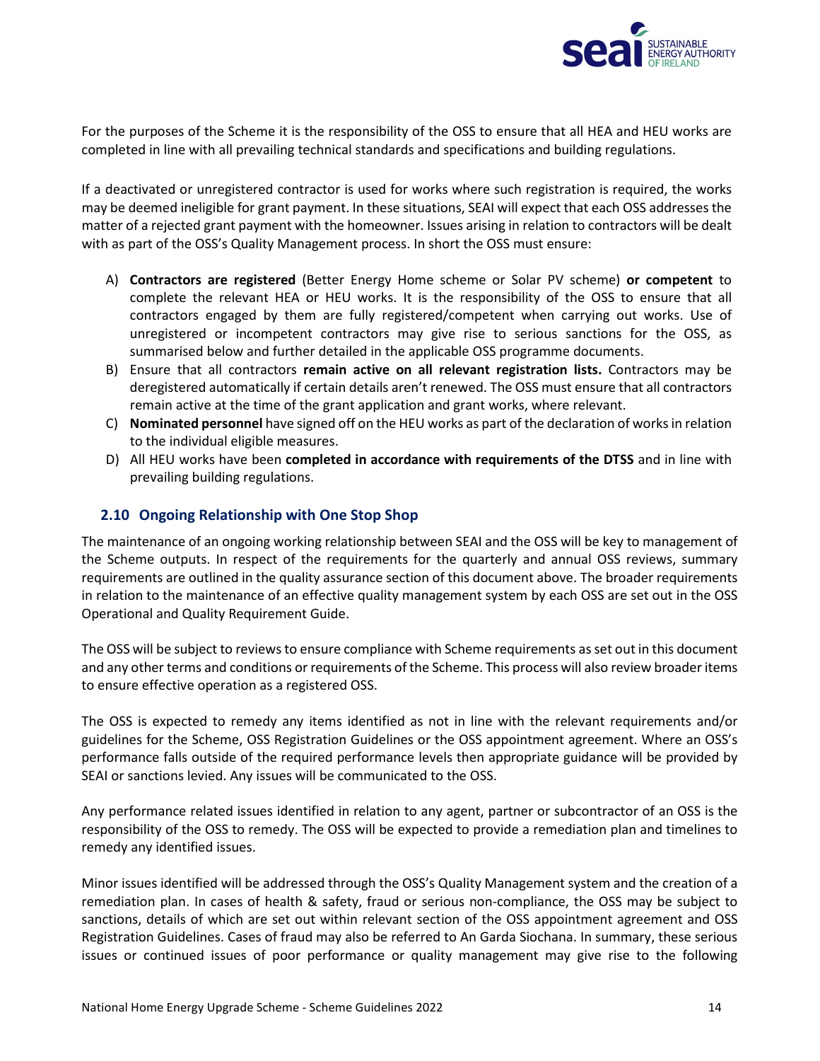For the purposes of the Scheme it is the responsibility of the OSS to ensure that all HEA and HEU works are completed in line with all prevailing technical standards and specifications and building regulations.

If a deactivated or unregistered contractor is used for works where such registration is required, the works may be deemed ineligible for grant payment. In these situations, SEAI will expect that each OSS addresses the matter of a rejected grant payment with the homeowner. Issues arising in relation to contractors will be dealt with as part of the OSS's Quality Management process. In short the OSS must ensure:

A) **Contractors are registered** (Better Energy Home scheme or Solar PV scheme) **or competent** to complete the relevant HEA or HEU works. It is the responsibility of the OSS to ensure that all contractors engaged by them are fully registered/competent when carrying out works. Use of unregistered or incompetent contractors may give rise to serious sanctions for the OSS, as summarised below and further detailed in the applicable OSS programme documents.
B) Ensure that all contractors **remain active on all relevant registration lists.** Contractors may be deregistered automatically if certain details aren't renewed. The OSS must ensure that all contractors remain active at the time of the grant application and grant works, where relevant.
C) **Nominated personnel** have signed off on the HEU works as part of the declaration of works in relation to the individual eligible measures.
D) All HEU works have been **completed in accordance with requirements of the DTSS** and in line with prevailing building regulations.

## 2.10 Ongoing Relationship with One Stop Shop

The maintenance of an ongoing working relationship between SEAI and the OSS will be key to management of the Scheme outputs. In respect of the requirements for the quarterly and annual OSS reviews, summary requirements are outlined in the quality assurance section of this document above. The broader requirements in relation to the maintenance of an effective quality management system by each OSS are set out in the OSS Operational and Quality Requirement Guide.

The OSS will be subject to reviews to ensure compliance with Scheme requirements as set out in this document and any other terms and conditions or requirements of the Scheme. This process will also review broader items to ensure effective operation as a registered OSS.

The OSS is expected to remedy any items identified as not in line with the relevant requirements and/or guidelines for the Scheme, OSS Registration Guidelines or the OSS appointment agreement. Where an OSS's performance falls outside of the required performance levels then appropriate guidance will be provided by SEAI or sanctions levied. Any issues will be communicated to the OSS.

Any performance related issues identified in relation to any agent, partner or subcontractor of an OSS is the responsibility of the OSS to remedy. The OSS will be expected to provide a remediation plan and timelines to remedy any identified issues.

Minor issues identified will be addressed through the OSS's Quality Management system and the creation of a remediation plan. In cases of health & safety, fraud or serious non-compliance, the OSS may be subject to sanctions, details of which are set out within relevant section of the OSS appointment agreement and OSS Registration Guidelines. Cases of fraud may also be referred to An Garda Siochana. In summary, these serious issues or continued issues of poor performance or quality management may give rise to the following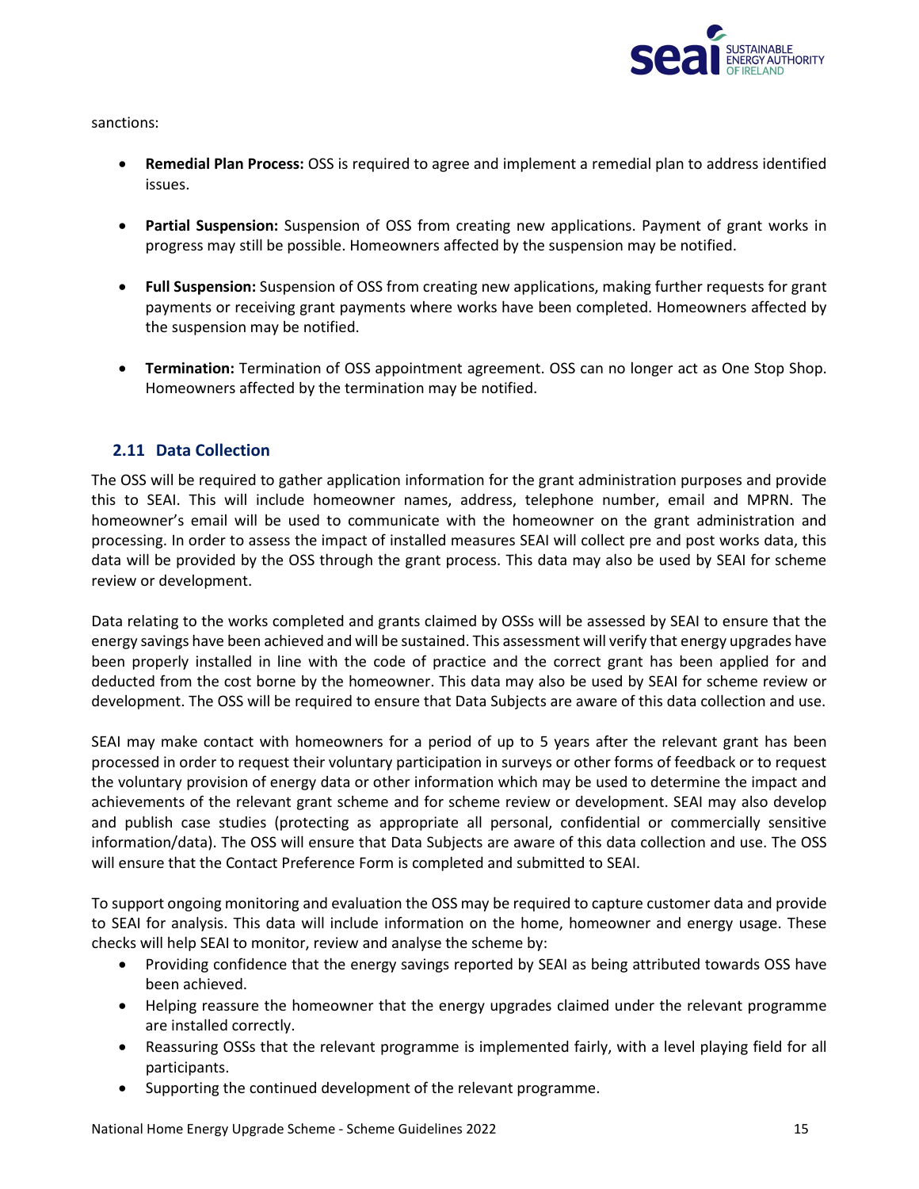sanctions:

- **Remedial Plan Process:** OSS is required to agree and implement a remedial plan to address identified issues.

- **Partial Suspension:** Suspension of OSS from creating new applications. Payment of grant works in progress may still be possible. Homeowners affected by the suspension may be notified.

- **Full Suspension:** Suspension of OSS from creating new applications, making further requests for grant payments or receiving grant payments where works have been completed. Homeowners affected by the suspension may be notified.

- **Termination:** Termination of OSS appointment agreement. OSS can no longer act as One Stop Shop. Homeowners affected by the termination may be notified.

### 2.11 Data Collection

The OSS will be required to gather application information for the grant administration purposes and provide this to SEAI. This will include homeowner names, address, telephone number, email and MPRN. The homeowner's email will be used to communicate with the homeowner on the grant administration and processing. In order to assess the impact of installed measures SEAI will collect pre and post works data, this data will be provided by the OSS through the grant process. This data may also be used by SEAI for scheme review or development.

Data relating to the works completed and grants claimed by OSSs will be assessed by SEAI to ensure that the energy savings have been achieved and will be sustained. This assessment will verify that energy upgrades have been properly installed in line with the code of practice and the correct grant has been applied for and deducted from the cost borne by the homeowner. This data may also be used by SEAI for scheme review or development. The OSS will be required to ensure that Data Subjects are aware of this data collection and use.

SEAI may make contact with homeowners for a period of up to 5 years after the relevant grant has been processed in order to request their voluntary participation in surveys or other forms of feedback or to request the voluntary provision of energy data or other information which may be used to determine the impact and achievements of the relevant grant scheme and for scheme review or development. SEAI may also develop and publish case studies (protecting as appropriate all personal, confidential or commercially sensitive information/data). The OSS will ensure that Data Subjects are aware of this data collection and use. The OSS will ensure that the Contact Preference Form is completed and submitted to SEAI.

To support ongoing monitoring and evaluation the OSS may be required to capture customer data and provide to SEAI for analysis. This data will include information on the home, homeowner and energy usage. These checks will help SEAI to monitor, review and analyse the scheme by:

- Providing confidence that the energy savings reported by SEAI as being attributed towards OSS have been achieved.
- Helping reassure the homeowner that the energy upgrades claimed under the relevant programme are installed correctly.
- Reassuring OSSs that the relevant programme is implemented fairly, with a level playing field for all participants.
- Supporting the continued development of the relevant programme.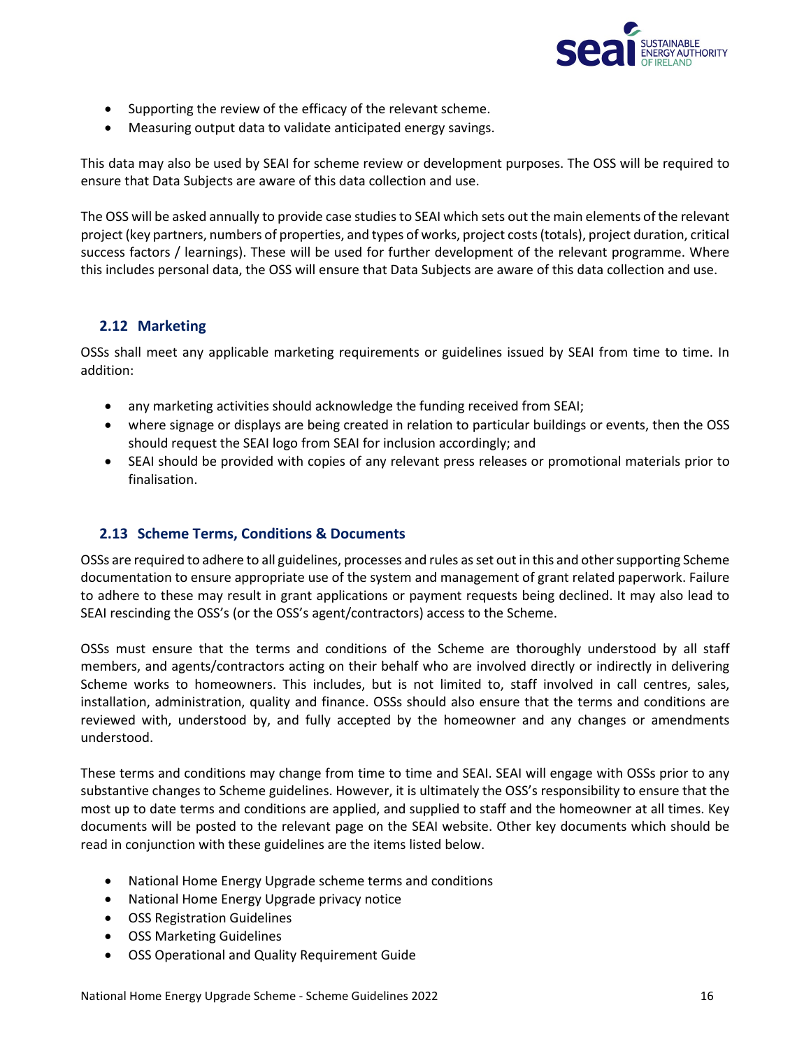- Supporting the review of the efficacy of the relevant scheme.
- Measuring output data to validate anticipated energy savings.

This data may also be used by SEAI for scheme review or development purposes. The OSS will be required to ensure that Data Subjects are aware of this data collection and use.

The OSS will be asked annually to provide case studies to SEAI which sets out the main elements of the relevant project (key partners, numbers of properties, and types of works, project costs (totals), project duration, critical success factors / learnings). These will be used for further development of the relevant programme. Where this includes personal data, the OSS will ensure that Data Subjects are aware of this data collection and use.

## 2.12 Marketing

OSSs shall meet any applicable marketing requirements or guidelines issued by SEAI from time to time. In addition:

- any marketing activities should acknowledge the funding received from SEAI;
- where signage or displays are being created in relation to particular buildings or events, then the OSS should request the SEAI logo from SEAI for inclusion accordingly; and
- SEAI should be provided with copies of any relevant press releases or promotional materials prior to finalisation.

## 2.13 Scheme Terms, Conditions & Documents

OSSs are required to adhere to all guidelines, processes and rules as set out in this and other supporting Scheme documentation to ensure appropriate use of the system and management of grant related paperwork. Failure to adhere to these may result in grant applications or payment requests being declined. It may also lead to SEAI rescinding the OSS's (or the OSS's agent/contractors) access to the Scheme.

OSSs must ensure that the terms and conditions of the Scheme are thoroughly understood by all staff members, and agents/contractors acting on their behalf who are involved directly or indirectly in delivering Scheme works to homeowners. This includes, but is not limited to, staff involved in call centres, sales, installation, administration, quality and finance. OSSs should also ensure that the terms and conditions are reviewed with, understood by, and fully accepted by the homeowner and any changes or amendments understood.

These terms and conditions may change from time to time and SEAI. SEAI will engage with OSSs prior to any substantive changes to Scheme guidelines. However, it is ultimately the OSS's responsibility to ensure that the most up to date terms and conditions are applied, and supplied to staff and the homeowner at all times. Key documents will be posted to the relevant page on the SEAI website. Other key documents which should be read in conjunction with these guidelines are the items listed below.

- National Home Energy Upgrade scheme terms and conditions
- National Home Energy Upgrade privacy notice
- OSS Registration Guidelines
- OSS Marketing Guidelines
- OSS Operational and Quality Requirement Guide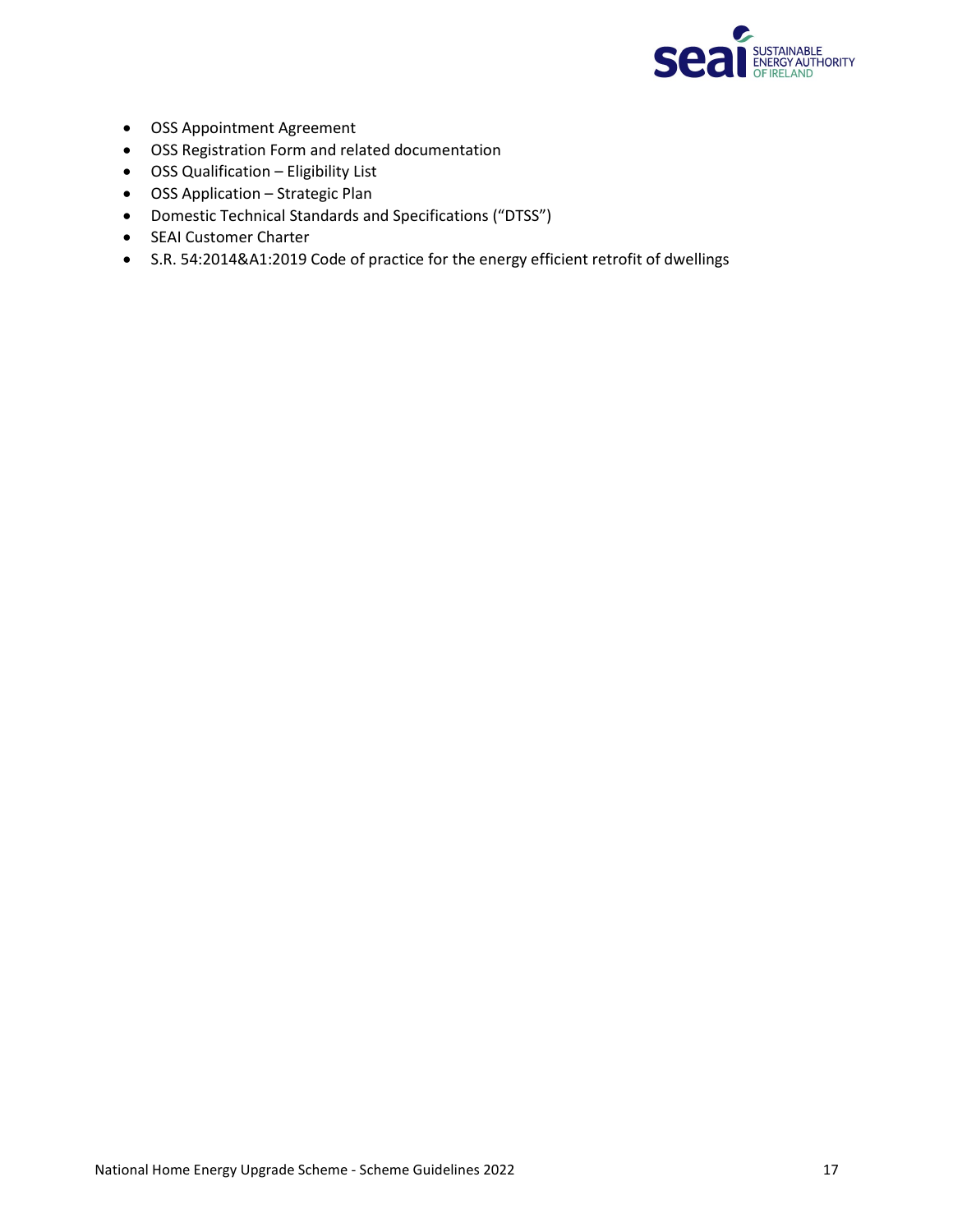- OSS Appointment Agreement
- OSS Registration Form and related documentation
- OSS Qualification – Eligibility List
- OSS Application – Strategic Plan
- Domestic Technical Standards and Specifications ("DTSS")
- SEAI Customer Charter
- S.R. 54:2014&A1:2019 Code of practice for the energy efficient retrofit of dwellings